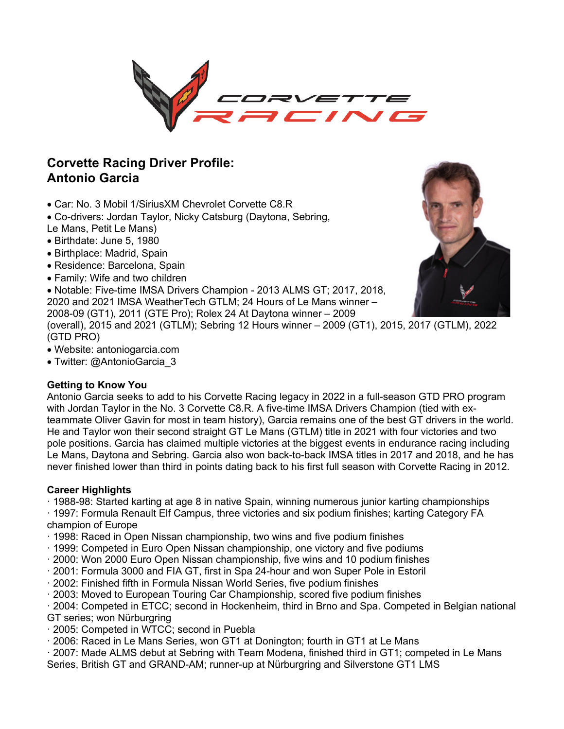# Corvette Racing Driver Profile: Antonio Garcia

- Car: No. 3 Mobil 1/SiriusXM Chevrolet Corvette C8.R
- Co-drivers: Jordan Taylor, Nicky Catsburg (Daytona, Sebring, Le Mans, Petit Le Mans)
- Birthdate: June 5, 1980
- Birthplace: Madrid, Spain
- Residence: Barcelona, Spain
- Family: Wife and two children
- Notable: Five-time IMSA Drivers Champion - 2013 ALMS GT; 2017, 2018, 2020 and 2021 IMSA WeatherTech GTLM; 24 Hours of Le Mans winner – 2008-09 (GT1), 2011 (GTE Pro); Rolex 24 At Daytona winner – 2009 (overall), 2015 and 2021 (GTLM); Sebring 12 Hours winner – 2009 (GT1), 2015, 2017 (GTLM), 2022 (GTD PRO)
- Website: antoniogarcia.com
- Twitter: @AntonioGarcia_3

## Getting to Know You

Antonio Garcia seeks to add to his Corvette Racing legacy in 2022 in a full-season GTD PRO program with Jordan Taylor in the No. 3 Corvette C8.R. A five-time IMSA Drivers Champion (tied with ex-teammate Oliver Gavin for most in team history), Garcia remains one of the best GT drivers in the world. He and Taylor won their second straight GT Le Mans (GTLM) title in 2021 with four victories and two pole positions. Garcia has claimed multiple victories at the biggest events in endurance racing including Le Mans, Daytona and Sebring. Garcia also won back-to-back IMSA titles in 2017 and 2018, and he has never finished lower than third in points dating back to his first full season with Corvette Racing in 2012.

## Career Highlights

- 1988-98: Started karting at age 8 in native Spain, winning numerous junior karting championships
- 1997: Formula Renault Elf Campus, three victories and six podium finishes; karting Category FA champion of Europe
- 1998: Raced in Open Nissan championship, two wins and five podium finishes
- 1999: Competed in Euro Open Nissan championship, one victory and five podiums
- 2000: Won 2000 Euro Open Nissan championship, five wins and 10 podium finishes
- 2001: Formula 3000 and FIA GT, first in Spa 24-hour and won Super Pole in Estoril
- 2002: Finished fifth in Formula Nissan World Series, five podium finishes
- 2003: Moved to European Touring Car Championship, scored five podium finishes
- 2004: Competed in ETCC; second in Hockenheim, third in Brno and Spa. Competed in Belgian national GT series; won Nürburgring
- 2005: Competed in WTCC; second in Puebla
- 2006: Raced in Le Mans Series, won GT1 at Donington; fourth in GT1 at Le Mans
- 2007: Made ALMS debut at Sebring with Team Modena, finished third in GT1; competed in Le Mans Series, British GT and GRAND-AM; runner-up at Nürburgring and Silverstone GT1 LMS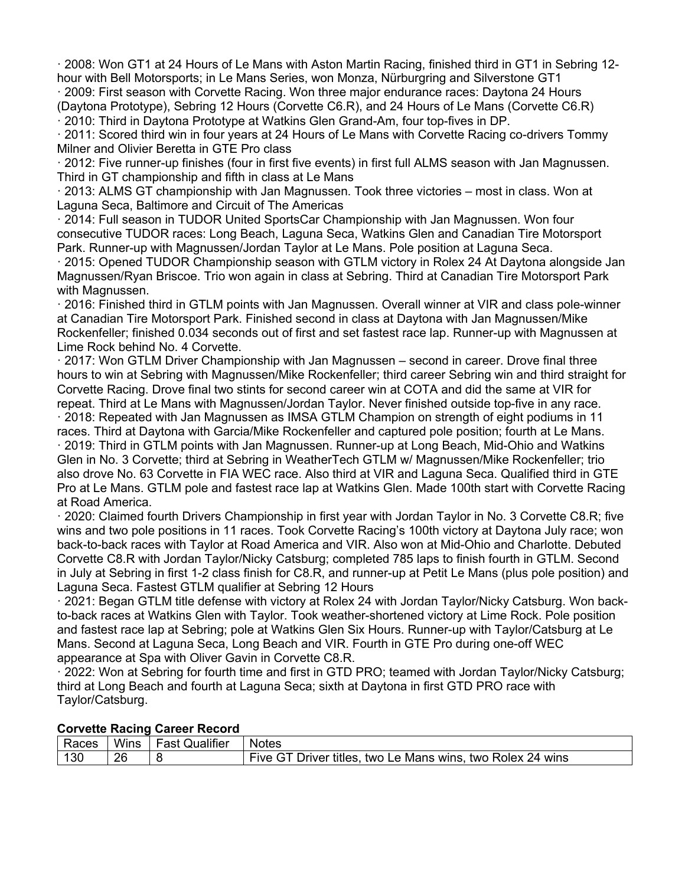· 2008: Won GT1 at 24 Hours of Le Mans with Aston Martin Racing, finished third in GT1 in Sebring 12-hour with Bell Motorsports; in Le Mans Series, won Monza, Nürburgring and Silverstone GT1

· 2009: First season with Corvette Racing. Won three major endurance races: Daytona 24 Hours (Daytona Prototype), Sebring 12 Hours (Corvette C6.R), and 24 Hours of Le Mans (Corvette C6.R)

· 2010: Third in Daytona Prototype at Watkins Glen Grand-Am, four top-fives in DP.

· 2011: Scored third win in four years at 24 Hours of Le Mans with Corvette Racing co-drivers Tommy Milner and Olivier Beretta in GTE Pro class

· 2012: Five runner-up finishes (four in first five events) in first full ALMS season with Jan Magnussen. Third in GT championship and fifth in class at Le Mans

· 2013: ALMS GT championship with Jan Magnussen. Took three victories – most in class. Won at Laguna Seca, Baltimore and Circuit of The Americas

· 2014: Full season in TUDOR United SportsCar Championship with Jan Magnussen. Won four consecutive TUDOR races: Long Beach, Laguna Seca, Watkins Glen and Canadian Tire Motorsport Park. Runner-up with Magnussen/Jordan Taylor at Le Mans. Pole position at Laguna Seca.

· 2015: Opened TUDOR Championship season with GTLM victory in Rolex 24 At Daytona alongside Jan Magnussen/Ryan Briscoe. Trio won again in class at Sebring. Third at Canadian Tire Motorsport Park with Magnussen.

· 2016: Finished third in GTLM points with Jan Magnussen. Overall winner at VIR and class pole-winner at Canadian Tire Motorsport Park. Finished second in class at Daytona with Jan Magnussen/Mike Rockenfeller; finished 0.034 seconds out of first and set fastest race lap. Runner-up with Magnussen at Lime Rock behind No. 4 Corvette.

· 2017: Won GTLM Driver Championship with Jan Magnussen – second in career. Drove final three hours to win at Sebring with Magnussen/Mike Rockenfeller; third career Sebring win and third straight for Corvette Racing. Drove final two stints for second career win at COTA and did the same at VIR for repeat. Third at Le Mans with Magnussen/Jordan Taylor. Never finished outside top-five in any race.

· 2018: Repeated with Jan Magnussen as IMSA GTLM Champion on strength of eight podiums in 11 races. Third at Daytona with Garcia/Mike Rockenfeller and captured pole position; fourth at Le Mans.

· 2019: Third in GTLM points with Jan Magnussen. Runner-up at Long Beach, Mid-Ohio and Watkins Glen in No. 3 Corvette; third at Sebring in WeatherTech GTLM w/ Magnussen/Mike Rockenfeller; trio also drove No. 63 Corvette in FIA WEC race. Also third at VIR and Laguna Seca. Qualified third in GTE Pro at Le Mans. GTLM pole and fastest race lap at Watkins Glen. Made 100th start with Corvette Racing at Road America.

· 2020: Claimed fourth Drivers Championship in first year with Jordan Taylor in No. 3 Corvette C8.R; five wins and two pole positions in 11 races. Took Corvette Racing's 100th victory at Daytona July race; won back-to-back races with Taylor at Road America and VIR. Also won at Mid-Ohio and Charlotte. Debuted Corvette C8.R with Jordan Taylor/Nicky Catsburg; completed 785 laps to finish fourth in GTLM. Second in July at Sebring in first 1-2 class finish for C8.R, and runner-up at Petit Le Mans (plus pole position) and Laguna Seca. Fastest GTLM qualifier at Sebring 12 Hours

· 2021: Began GTLM title defense with victory at Rolex 24 with Jordan Taylor/Nicky Catsburg. Won back-to-back races at Watkins Glen with Taylor. Took weather-shortened victory at Lime Rock. Pole position and fastest race lap at Sebring; pole at Watkins Glen Six Hours. Runner-up with Taylor/Catsburg at Le Mans. Second at Laguna Seca, Long Beach and VIR. Fourth in GTE Pro during one-off WEC appearance at Spa with Oliver Gavin in Corvette C8.R.

· 2022: Won at Sebring for fourth time and first in GTD PRO; teamed with Jordan Taylor/Nicky Catsburg; third at Long Beach and fourth at Laguna Seca; sixth at Daytona in first GTD PRO race with Taylor/Catsburg.

**Corvette Racing Career Record**

| Races | Wins | Fast Qualifier | Notes |
|---|---|---|---|
| 130 | 26 | 8 | Five GT Driver titles, two Le Mans wins, two Rolex 24 wins |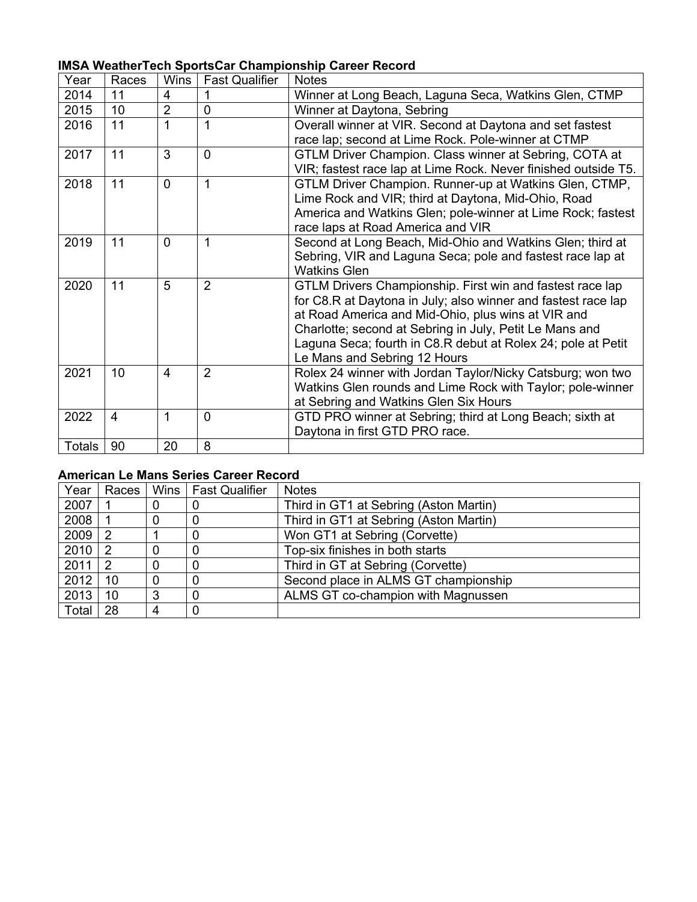**IMSA WeatherTech SportsCar Championship Career Record**

| Year | Races | Wins | Fast Qualifier | Notes |
|---|---|---|---|---|
| 2014 | 11 | 4 | 1 | Winner at Long Beach, Laguna Seca, Watkins Glen, CTMP |
| 2015 | 10 | 2 | 0 | Winner at Daytona, Sebring |
| 2016 | 11 | 1 | 1 | Overall winner at VIR. Second at Daytona and set fastest race lap; second at Lime Rock. Pole-winner at CTMP |
| 2017 | 11 | 3 | 0 | GTLM Driver Champion. Class winner at Sebring, COTA at VIR; fastest race lap at Lime Rock. Never finished outside T5. |
| 2018 | 11 | 0 | 1 | GTLM Driver Champion. Runner-up at Watkins Glen, CTMP, Lime Rock and VIR; third at Daytona, Mid-Ohio, Road America and Watkins Glen; pole-winner at Lime Rock; fastest race laps at Road America and VIR |
| 2019 | 11 | 0 | 1 | Second at Long Beach, Mid-Ohio and Watkins Glen; third at Sebring, VIR and Laguna Seca; pole and fastest race lap at Watkins Glen |
| 2020 | 11 | 5 | 2 | GTLM Drivers Championship. First win and fastest race lap for C8.R at Daytona in July; also winner and fastest race lap at Road America and Mid-Ohio, plus wins at VIR and Charlotte; second at Sebring in July, Petit Le Mans and Laguna Seca; fourth in C8.R debut at Rolex 24; pole at Petit Le Mans and Sebring 12 Hours |
| 2021 | 10 | 4 | 2 | Rolex 24 winner with Jordan Taylor/Nicky Catsburg; won two Watkins Glen rounds and Lime Rock with Taylor; pole-winner at Sebring and Watkins Glen Six Hours |
| 2022 | 4 | 1 | 0 | GTD PRO winner at Sebring; third at Long Beach; sixth at Daytona in first GTD PRO race. |
| Totals | 90 | 20 | 8 | |

**American Le Mans Series Career Record**

| Year | Races | Wins | Fast Qualifier | Notes |
|---|---|---|---|---|
| 2007 | 1 | 0 | 0 | Third in GT1 at Sebring (Aston Martin) |
| 2008 | 1 | 0 | 0 | Third in GT1 at Sebring (Aston Martin) |
| 2009 | 2 | 1 | 0 | Won GT1 at Sebring (Corvette) |
| 2010 | 2 | 0 | 0 | Top-six finishes in both starts |
| 2011 | 2 | 0 | 0 | Third in GT at Sebring (Corvette) |
| 2012 | 10 | 0 | 0 | Second place in ALMS GT championship |
| 2013 | 10 | 3 | 0 | ALMS GT co-champion with Magnussen |
| Total | 28 | 4 | 0 | |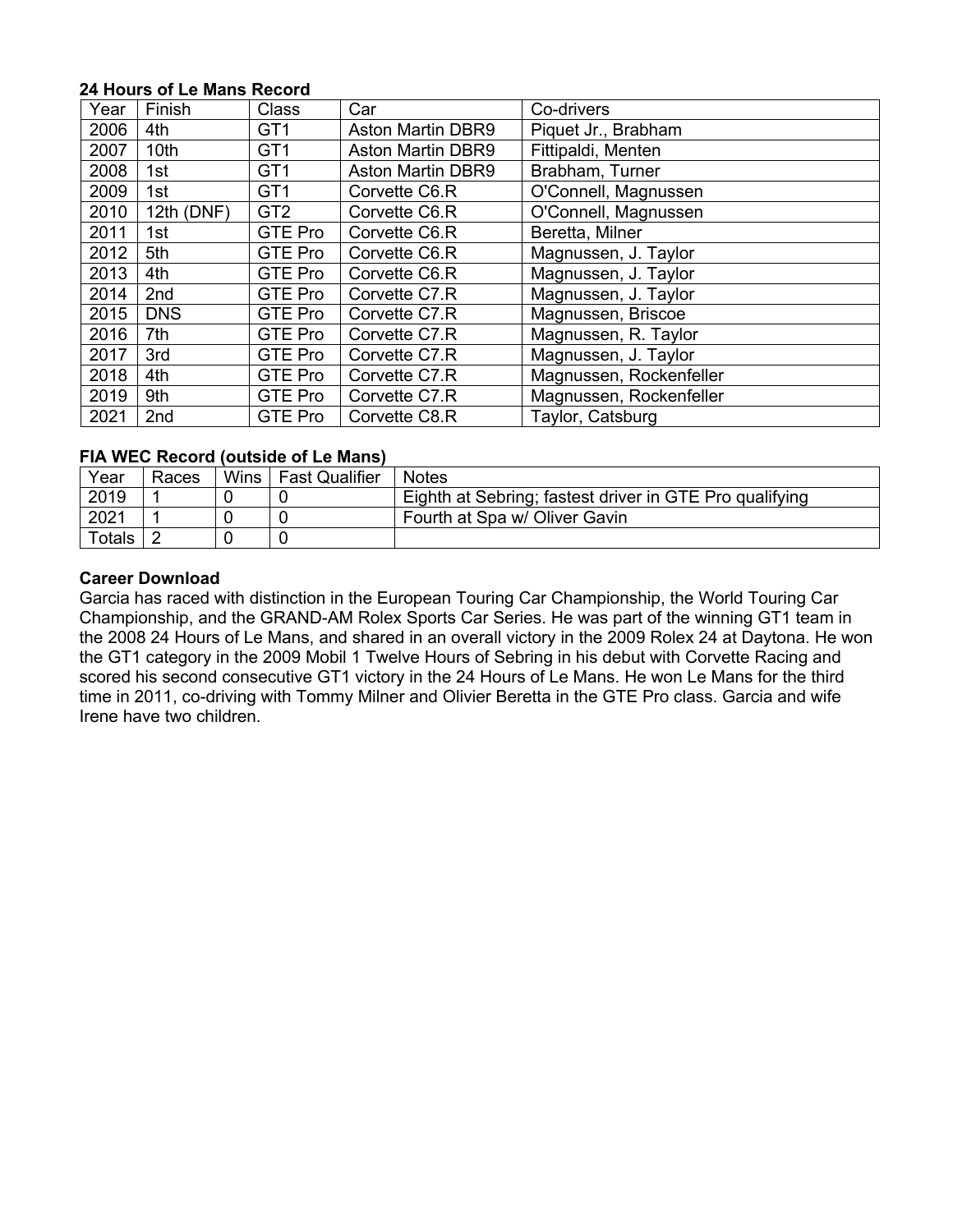**24 Hours of Le Mans Record**

| Year | Finish | Class | Car | Co-drivers |
|---|---|---|---|---|
| 2006 | 4th | GT1 | Aston Martin DBR9 | Piquet Jr., Brabham |
| 2007 | 10th | GT1 | Aston Martin DBR9 | Fittipaldi, Menten |
| 2008 | 1st | GT1 | Aston Martin DBR9 | Brabham, Turner |
| 2009 | 1st | GT1 | Corvette C6.R | O'Connell, Magnussen |
| 2010 | 12th (DNF) | GT2 | Corvette C6.R | O'Connell, Magnussen |
| 2011 | 1st | GTE Pro | Corvette C6.R | Beretta, Milner |
| 2012 | 5th | GTE Pro | Corvette C6.R | Magnussen, J. Taylor |
| 2013 | 4th | GTE Pro | Corvette C6.R | Magnussen, J. Taylor |
| 2014 | 2nd | GTE Pro | Corvette C7.R | Magnussen, J. Taylor |
| 2015 | DNS | GTE Pro | Corvette C7.R | Magnussen, Briscoe |
| 2016 | 7th | GTE Pro | Corvette C7.R | Magnussen, R. Taylor |
| 2017 | 3rd | GTE Pro | Corvette C7.R | Magnussen, J. Taylor |
| 2018 | 4th | GTE Pro | Corvette C7.R | Magnussen, Rockenfeller |
| 2019 | 9th | GTE Pro | Corvette C7.R | Magnussen, Rockenfeller |
| 2021 | 2nd | GTE Pro | Corvette C8.R | Taylor, Catsburg |

**FIA WEC Record (outside of Le Mans)**

| Year | Races | Wins | Fast Qualifier | Notes |
|---|---|---|---|---|
| 2019 | 1 | 0 | 0 | Eighth at Sebring; fastest driver in GTE Pro qualifying |
| 2021 | 1 | 0 | 0 | Fourth at Spa w/ Oliver Gavin |
| Totals | 2 | 0 | 0 | |

**Career Download**

Garcia has raced with distinction in the European Touring Car Championship, the World Touring Car Championship, and the GRAND-AM Rolex Sports Car Series. He was part of the winning GT1 team in the 2008 24 Hours of Le Mans, and shared in an overall victory in the 2009 Rolex 24 at Daytona. He won the GT1 category in the 2009 Mobil 1 Twelve Hours of Sebring in his debut with Corvette Racing and scored his second consecutive GT1 victory in the 24 Hours of Le Mans. He won Le Mans for the third time in 2011, co-driving with Tommy Milner and Olivier Beretta in the GTE Pro class. Garcia and wife Irene have two children.